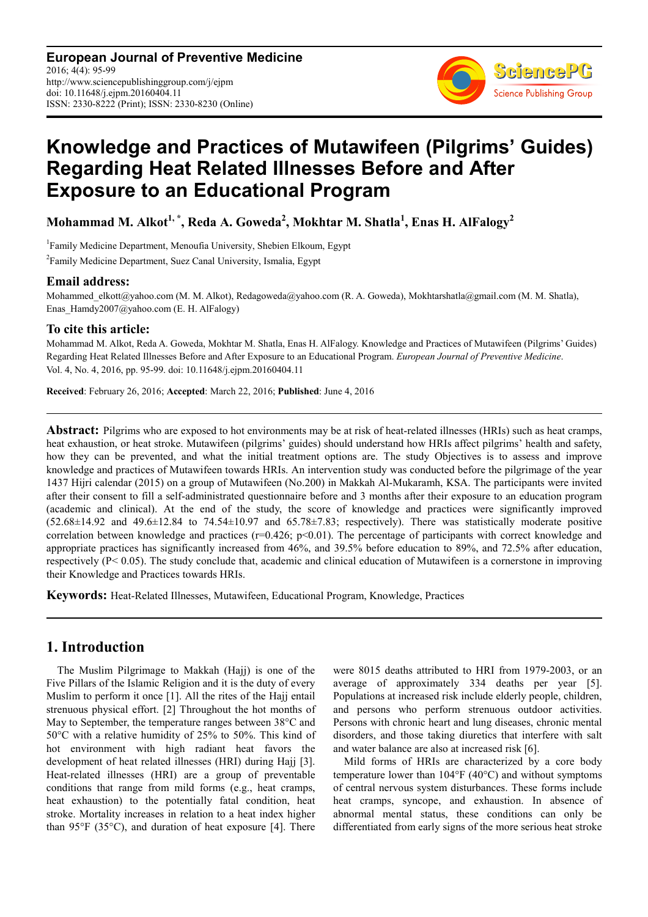**European Journal of Preventive Medicine**
2016; 4(4): 95-99
http://www.sciencepublishinggroup.com/j/ejpm
doi: 10.11648/j.ejpm.20160404.11
ISSN: 2330-8222 (Print); ISSN: 2330-8230 (Online)

# Knowledge and Practices of Mutawifeen (Pilgrims' Guides) Regarding Heat Related Illnesses Before and After Exposure to an Educational Program

**Mohammad M. Alkot[1, *], Reda A. Goweda[2], Mokhtar M. Shatla[1], Enas H. AlFalogy[2]**

[1]Family Medicine Department, Menoufia University, Shebien Elkoum, Egypt

[2]Family Medicine Department, Suez Canal University, Ismalia, Egypt

## Email address:

Mohammed_elkott@yahoo.com (M. M. Alkot), Redagoweda@yahoo.com (R. A. Goweda), Mokhtarshatla@gmail.com (M. M. Shatla), Enas_Hamdy2007@yahoo.com (E. H. AlFalogy)

## To cite this article:

Mohammad M. Alkot, Reda A. Goweda, Mokhtar M. Shatla, Enas H. AlFalogy. Knowledge and Practices of Mutawifeen (Pilgrims' Guides) Regarding Heat Related Illnesses Before and After Exposure to an Educational Program. *European Journal of Preventive Medicine*. Vol. 4, No. 4, 2016, pp. 95-99. doi: 10.11648/j.ejpm.20160404.11

**Received**: February 26, 2016; **Accepted**: March 22, 2016; **Published**: June 4, 2016

---

**Abstract:** Pilgrims who are exposed to hot environments may be at risk of heat-related illnesses (HRIs) such as heat cramps, heat exhaustion, or heat stroke. Mutawifeen (pilgrims' guides) should understand how HRIs affect pilgrims' health and safety, how they can be prevented, and what the initial treatment options are. The study Objectives is to assess and improve knowledge and practices of Mutawifeen towards HRIs. An intervention study was conducted before the pilgrimage of the year 1437 Hijri calendar (2015) on a group of Mutawifeen (No.200) in Makkah Al-Mukaramh, KSA. The participants were invited after their consent to fill a self-administrated questionnaire before and 3 months after their exposure to an education program (academic and clinical). At the end of the study, the score of knowledge and practices were significantly improved (52.68±14.92 and 49.6±12.84 to 74.54±10.97 and 65.78±7.83; respectively). There was statistically moderate positive correlation between knowledge and practices ($r=0.426$; $p<0.01$). The percentage of participants with correct knowledge and appropriate practices has significantly increased from 46%, and 39.5% before education to 89%, and 72.5% after education, respectively ($P< 0.05$). The study conclude that, academic and clinical education of Mutawifeen is a cornerstone in improving their Knowledge and Practices towards HRIs.

**Keywords:** Heat-Related Illnesses, Mutawifeen, Educational Program, Knowledge, Practices

---

## 1. Introduction

The Muslim Pilgrimage to Makkah (Hajj) is one of the Five Pillars of the Islamic Religion and it is the duty of every Muslim to perform it once [1]. All the rites of the Hajj entail strenuous physical effort. [2] Throughout the hot months of May to September, the temperature ranges between 38°C and 50°C with a relative humidity of 25% to 50%. This kind of hot environment with high radiant heat favors the development of heat related illnesses (HRI) during Hajj [3]. Heat-related illnesses (HRI) are a group of preventable conditions that range from mild forms (e.g., heat cramps, heat exhaustion) to the potentially fatal condition, heat stroke. Mortality increases in relation to a heat index higher than 95°F (35°C), and duration of heat exposure [4]. There were 8015 deaths attributed to HRI from 1979-2003, or an average of approximately 334 deaths per year [5]. Populations at increased risk include elderly people, children, and persons who perform strenuous outdoor activities. Persons with chronic heart and lung diseases, chronic mental disorders, and those taking diuretics that interfere with salt and water balance are also at increased risk [6].

Mild forms of HRIs are characterized by a core body temperature lower than 104°F (40°C) and without symptoms of central nervous system disturbances. These forms include heat cramps, syncope, and exhaustion. In absence of abnormal mental status, these conditions can only be differentiated from early signs of the more serious heat stroke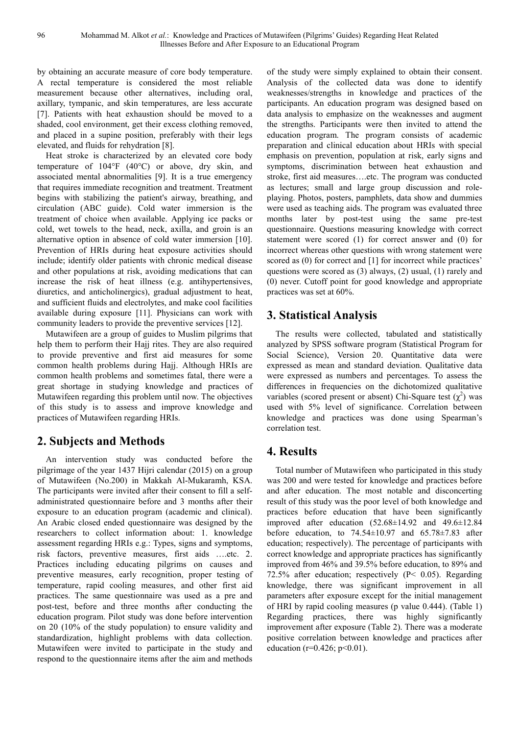by obtaining an accurate measure of core body temperature. A rectal temperature is considered the most reliable measurement because other alternatives, including oral, axillary, tympanic, and skin temperatures, are less accurate [7]. Patients with heat exhaustion should be moved to a shaded, cool environment, get their excess clothing removed, and placed in a supine position, preferably with their legs elevated, and fluids for rehydration [8].

Heat stroke is characterized by an elevated core body temperature of 104°F (40°C) or above, dry skin, and associated mental abnormalities [9]. It is a true emergency that requires immediate recognition and treatment. Treatment begins with stabilizing the patient's airway, breathing, and circulation (ABC guide). Cold water immersion is the treatment of choice when available. Applying ice packs or cold, wet towels to the head, neck, axilla, and groin is an alternative option in absence of cold water immersion [10]. Prevention of HRIs during heat exposure activities should include; identify older patients with chronic medical disease and other populations at risk, avoiding medications that can increase the risk of heat illness (e.g. antihypertensives, diuretics, and anticholinergics), gradual adjustment to heat, and sufficient fluids and electrolytes, and make cool facilities available during exposure [11]. Physicians can work with community leaders to provide the preventive services [12].

Mutawifeen are a group of guides to Muslim pilgrims that help them to perform their Hajj rites. They are also required to provide preventive and first aid measures for some common health problems during Hajj. Although HRIs are common health problems and sometimes fatal, there were a great shortage in studying knowledge and practices of Mutawifeen regarding this problem until now. The objectives of this study is to assess and improve knowledge and practices of Mutawifeen regarding HRIs.

## 2. Subjects and Methods

An intervention study was conducted before the pilgrimage of the year 1437 Hijri calendar (2015) on a group of Mutawifeen (No.200) in Makkah Al-Mukaramh, KSA. The participants were invited after their consent to fill a self-administrated questionnaire before and 3 months after their exposure to an education program (academic and clinical). An Arabic closed ended questionnaire was designed by the researchers to collect information about: 1. knowledge assessment regarding HRIs e.g.: Types, signs and symptoms, risk factors, preventive measures, first aids ….etc. 2. Practices including educating pilgrims on causes and preventive measures, early recognition, proper testing of temperature, rapid cooling measures, and other first aid practices. The same questionnaire was used as a pre and post-test, before and three months after conducting the education program. Pilot study was done before intervention on 20 (10% of the study population) to ensure validity and standardization, highlight problems with data collection. Mutawifeen were invited to participate in the study and respond to the questionnaire items after the aim and methods of the study were simply explained to obtain their consent. Analysis of the collected data was done to identify weaknesses/strengths in knowledge and practices of the participants. An education program was designed based on data analysis to emphasize on the weaknesses and augment the strengths. Participants were then invited to attend the education program. The program consists of academic preparation and clinical education about HRIs with special emphasis on prevention, population at risk, early signs and symptoms, discrimination between heat exhaustion and stroke, first aid measures….etc. The program was conducted as lectures; small and large group discussion and role-playing. Photos, posters, pamphlets, data show and dummies were used as teaching aids. The program was evaluated three months later by post-test using the same pre-test questionnaire. Questions measuring knowledge with correct statement were scored (1) for correct answer and (0) for incorrect whereas other questions with wrong statement were scored as (0) for correct and [1] for incorrect while practices' questions were scored as (3) always, (2) usual, (1) rarely and (0) never. Cutoff point for good knowledge and appropriate practices was set at 60%.

## 3. Statistical Analysis

The results were collected, tabulated and statistically analyzed by SPSS software program (Statistical Program for Social Science), Version 20. Quantitative data were expressed as mean and standard deviation. Qualitative data were expressed as numbers and percentages. To assess the differences in frequencies on the dichotomized qualitative variables (scored present or absent) Chi-Square test ($\chi^2$) was used with 5% level of significance. Correlation between knowledge and practices was done using Spearman's correlation test.

## 4. Results

Total number of Mutawifeen who participated in this study was 200 and were tested for knowledge and practices before and after education. The most notable and disconcerting result of this study was the poor level of both knowledge and practices before education that have been significantly improved after education (52.68±14.92 and 49.6±12.84 before education, to 74.54±10.97 and 65.78±7.83 after education; respectively). The percentage of participants with correct knowledge and appropriate practices has significantly improved from 46% and 39.5% before education, to 89% and 72.5% after education; respectively ($P < 0.05$). Regarding knowledge, there was significant improvement in all parameters after exposure except for the initial management of HRI by rapid cooling measures (p value 0.444). (Table 1) Regarding practices, there was highly significantly improvement after exposure (Table 2). There was a moderate positive correlation between knowledge and practices after education ($r=0.426$; $p<0.01$).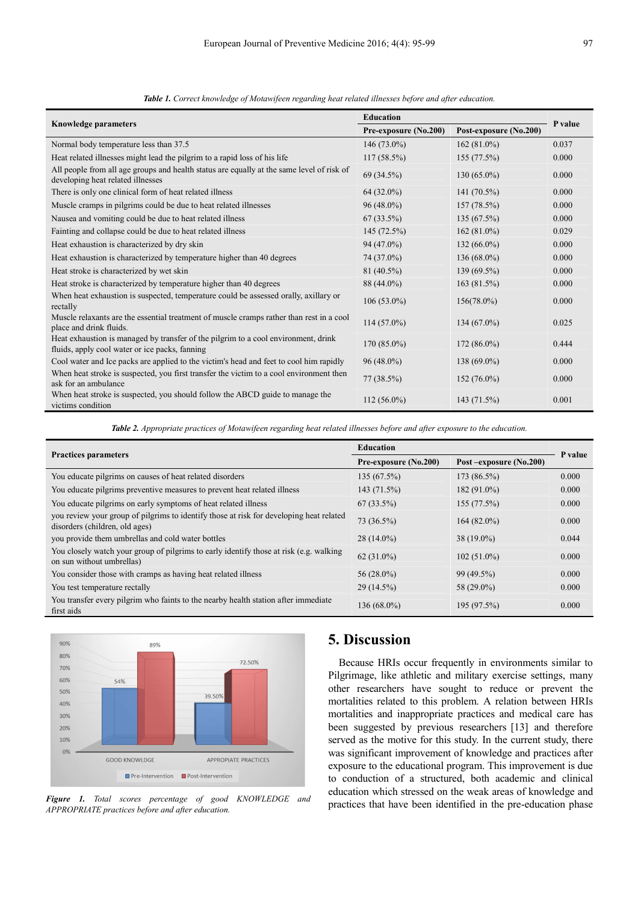*Table 1. Correct knowledge of Motawifeen regarding heat related illnesses before and after education.*

| Knowledge parameters | Education | | P value |
|---|---|---|---|
| | Pre-exposure (No.200) | Post-exposure (No.200) | |
| Normal body temperature less than 37.5 | 146 (73.0%) | 162 (81.0%) | 0.037 |
| Heat related illnesses might lead the pilgrim to a rapid loss of his life | 117 (58.5%) | 155 (77.5%) | 0.000 |
| All people from all age groups and health status are equally at the same level of risk of developing heat related illnesses | 69 (34.5%) | 130 (65.0%) | 0.000 |
| There is only one clinical form of heat related illness | 64 (32.0%) | 141 (70.5%) | 0.000 |
| Muscle cramps in pilgrims could be due to heat related illnesses | 96 (48.0%) | 157 (78.5%) | 0.000 |
| Nausea and vomiting could be due to heat related illness | 67 (33.5%) | 135 (67.5%) | 0.000 |
| Fainting and collapse could be due to heat related illness | 145 (72.5%) | 162 (81.0%) | 0.029 |
| Heat exhaustion is characterized by dry skin | 94 (47.0%) | 132 (66.0%) | 0.000 |
| Heat exhaustion is characterized by temperature higher than 40 degrees | 74 (37.0%) | 136 (68.0%) | 0.000 |
| Heat stroke is characterized by wet skin | 81 (40.5%) | 139 (69.5%) | 0.000 |
| Heat stroke is characterized by temperature higher than 40 degrees | 88 (44.0%) | 163 (81.5%) | 0.000 |
| When heat exhaustion is suspected, temperature could be assessed orally, axillary or rectally | 106 (53.0%) | 156(78.0%) | 0.000 |
| Muscle relaxants are the essential treatment of muscle cramps rather than rest in a cool place and drink fluids. | 114 (57.0%) | 134 (67.0%) | 0.025 |
| Heat exhaustion is managed by transfer of the pilgrim to a cool environment, drink fluids, apply cool water or ice packs, fanning | 170 (85.0%) | 172 (86.0%) | 0.444 |
| Cool water and Ice packs are applied to the victim's head and feet to cool him rapidly | 96 (48.0%) | 138 (69.0%) | 0.000 |
| When heat stroke is suspected, you first transfer the victim to a cool environment then ask for an ambulance | 77 (38.5%) | 152 (76.0%) | 0.000 |
| When heat stroke is suspected, you should follow the ABCD guide to manage the victims condition | 112 (56.0%) | 143 (71.5%) | 0.001 |

*Table 2. Appropriate practices of Motawifeen regarding heat related illnesses before and after exposure to the education.*

| Practices parameters | Education | | P value |
|---|---|---|---|
| | Pre-exposure (No.200) | Post –exposure (No.200) | |
| You educate pilgrims on causes of heat related disorders | 135 (67.5%) | 173 (86.5%) | 0.000 |
| You educate pilgrims preventive measures to prevent heat related illness | 143 (71.5%) | 182 (91.0%) | 0.000 |
| You educate pilgrims on early symptoms of heat related illness | 67 (33.5%) | 155 (77.5%) | 0.000 |
| you review your group of pilgrims to identify those at risk for developing heat related disorders (children, old ages) | 73 (36.5%) | 164 (82.0%) | 0.000 |
| you provide them umbrellas and cold water bottles | 28 (14.0%) | 38 (19.0%) | 0.044 |
| You closely watch your group of pilgrims to early identify those at risk (e.g. walking on sun without umbrellas) | 62 (31.0%) | 102 (51.0%) | 0.000 |
| You consider those with cramps as having heat related illness | 56 (28.0%) | 99 (49.5%) | 0.000 |
| You test temperature rectally | 29 (14.5%) | 58 (29.0%) | 0.000 |
| You transfer every pilgrim who faints to the nearby health station after immediate first aids | 136 (68.0%) | 195 (97.5%) | 0.000 |

90%
80%
70%
60%
50%
40%
30%
20%
10%
0%
54%
89%
39.50%
72.50%
GOOD KNOWLDGE
APPROPIATE PRACTICES
Pre-Intervention
Post-Intervention

*Figure 1. Total scores percentage of good KNOWLEDGE and APPROPRIATE practices before and after education.*

## 5. Discussion

Because HRIs occur frequently in environments similar to Pilgrimage, like athletic and military exercise settings, many other researchers have sought to reduce or prevent the mortalities related to this problem. A relation between HRIs mortalities and inappropriate practices and medical care has been suggested by previous researchers [13] and therefore served as the motive for this study. In the current study, there was significant improvement of knowledge and practices after exposure to the educational program. This improvement is due to conduction of a structured, both academic and clinical education which stressed on the weak areas of knowledge and practices that have been identified in the pre-education phase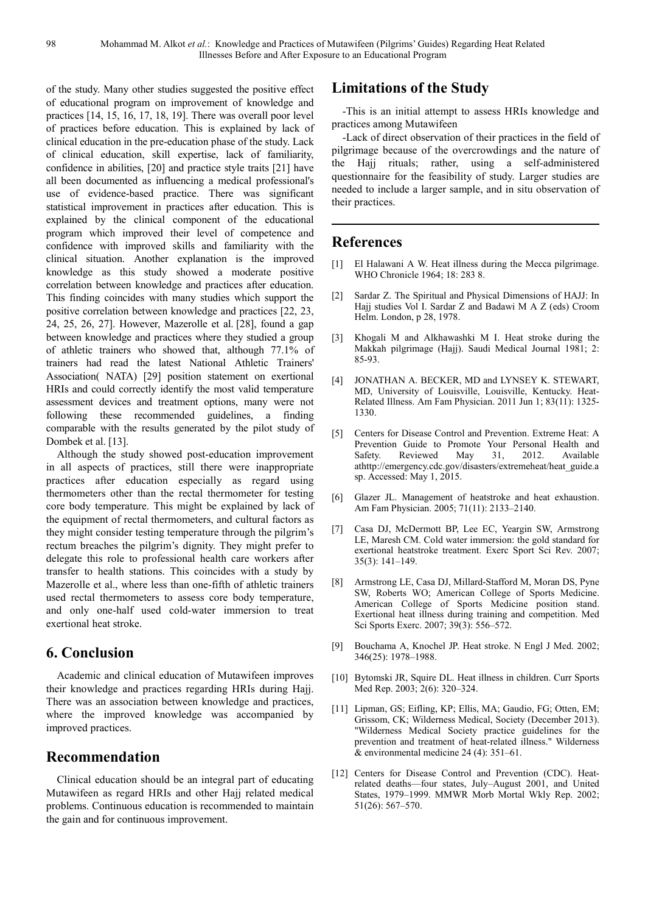of the study. Many other studies suggested the positive effect of educational program on improvement of knowledge and practices [14, 15, 16, 17, 18, 19]. There was overall poor level of practices before education. This is explained by lack of clinical education in the pre-education phase of the study. Lack of clinical education, skill expertise, lack of familiarity, confidence in abilities, [20] and practice style traits [21] have all been documented as influencing a medical professional's use of evidence-based practice. There was significant statistical improvement in practices after education. This is explained by the clinical component of the educational program which improved their level of competence and confidence with improved skills and familiarity with the clinical situation. Another explanation is the improved knowledge as this study showed a moderate positive correlation between knowledge and practices after education. This finding coincides with many studies which support the positive correlation between knowledge and practices [22, 23, 24, 25, 26, 27]. However, Mazerolle et al. [28], found a gap between knowledge and practices where they studied a group of athletic trainers who showed that, although 77.1% of trainers had read the latest National Athletic Trainers' Association( NATA) [29] position statement on exertional HRIs and could correctly identify the most valid temperature assessment devices and treatment options, many were not following these recommended guidelines, a finding comparable with the results generated by the pilot study of Dombek et al. [13].

Although the study showed post-education improvement in all aspects of practices, still there were inappropriate practices after education especially as regard using thermometers other than the rectal thermometer for testing core body temperature. This might be explained by lack of the equipment of rectal thermometers, and cultural factors as they might consider testing temperature through the pilgrim's rectum breaches the pilgrim's dignity. They might prefer to delegate this role to professional health care workers after transfer to health stations. This coincides with a study by Mazerolle et al., where less than one-fifth of athletic trainers used rectal thermometers to assess core body temperature, and only one-half used cold-water immersion to treat exertional heat stroke.

## 6. Conclusion

Academic and clinical education of Mutawifeen improves their knowledge and practices regarding HRIs during Hajj. There was an association between knowledge and practices, where the improved knowledge was accompanied by improved practices.

## Recommendation

Clinical education should be an integral part of educating Mutawifeen as regard HRIs and other Hajj related medical problems. Continuous education is recommended to maintain the gain and for continuous improvement.

## Limitations of the Study

-This is an initial attempt to assess HRIs knowledge and practices among Mutawifeen

-Lack of direct observation of their practices in the field of pilgrimage because of the overcrowdings and the nature of the Hajj rituals; rather, using a self-administered questionnaire for the feasibility of study. Larger studies are needed to include a larger sample, and in situ observation of their practices.

## References

[1] El Halawani A W. Heat illness during the Mecca pilgrimage. WHO Chronicle 1964; 18: 283 8.

[2] Sardar Z. The Spiritual and Physical Dimensions of HAJJ: In Hajj studies Vol I. Sardar Z and Badawi M A Z (eds) Croom Helm. London, p 28, 1978.

[3] Khogali M and Alkhawashki M I. Heat stroke during the Makkah pilgrimage (Hajj). Saudi Medical Journal 1981; 2: 85-93.

[4] JONATHAN A. BECKER, MD and LYNSEY K. STEWART, MD, University of Louisville, Louisville, Kentucky. Heat-Related Illness. Am Fam Physician. 2011 Jun 1; 83(11): 1325-1330.

[5] Centers for Disease Control and Prevention. Extreme Heat: A Prevention Guide to Promote Your Personal Health and Safety. Reviewed May 31, 2012. Available athttp://emergency.cdc.gov/disasters/extremeheat/heat_guide.asp. Accessed: May 1, 2015.

[6] Glazer JL. Management of heatstroke and heat exhaustion. Am Fam Physician. 2005; 71(11): 2133–2140.

[7] Casa DJ, McDermott BP, Lee EC, Yeargin SW, Armstrong LE, Maresh CM. Cold water immersion: the gold standard for exertional heatstroke treatment. Exerc Sport Sci Rev. 2007; 35(3): 141–149.

[8] Armstrong LE, Casa DJ, Millard-Stafford M, Moran DS, Pyne SW, Roberts WO; American College of Sports Medicine. American College of Sports Medicine position stand. Exertional heat illness during training and competition. Med Sci Sports Exerc. 2007; 39(3): 556–572.

[9] Bouchama A, Knochel JP. Heat stroke. N Engl J Med. 2002; 346(25): 1978–1988.

[10] Bytomski JR, Squire DL. Heat illness in children. Curr Sports Med Rep. 2003; 2(6): 320–324.

[11] Lipman, GS; Eifling, KP; Ellis, MA; Gaudio, FG; Otten, EM; Grissom, CK; Wilderness Medical, Society (December 2013). "Wilderness Medical Society practice guidelines for the prevention and treatment of heat-related illness." Wilderness & environmental medicine 24 (4): 351–61.

[12] Centers for Disease Control and Prevention (CDC). Heat-related deaths—four states, July–August 2001, and United States, 1979–1999. MMWR Morb Mortal Wkly Rep. 2002; 51(26): 567–570.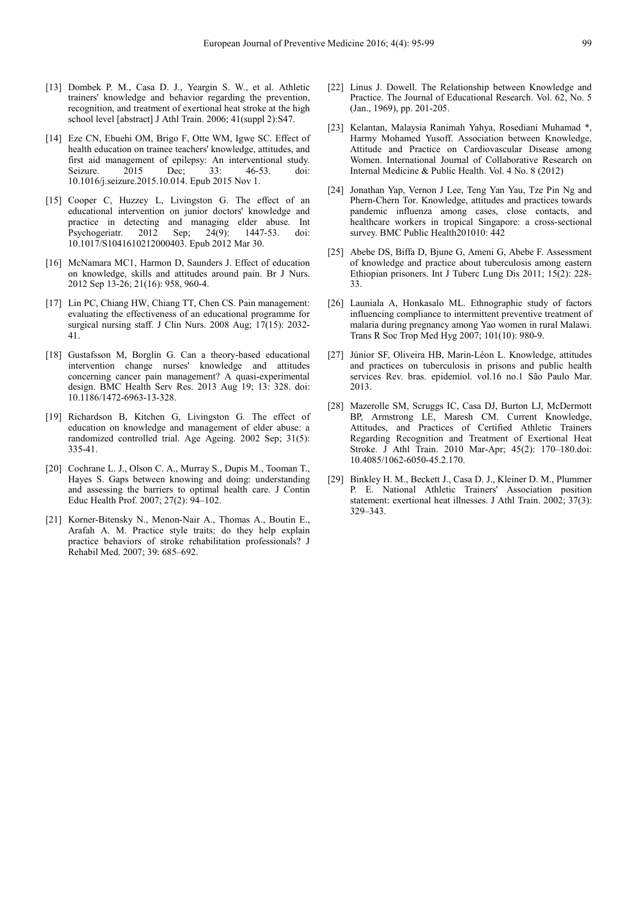[13] Dombek P. M., Casa D. J., Yeargin S. W., et al. Athletic trainers' knowledge and behavior regarding the prevention, recognition, and treatment of exertional heat stroke at the high school level [abstract] J Athl Train. 2006; 41(suppl 2):S47.

[14] Eze CN, Ebuehi OM, Brigo F, Otte WM, Igwe SC. Effect of health education on trainee teachers' knowledge, attitudes, and first aid management of epilepsy: An interventional study. Seizure. 2015 Dec; 33: 46-53. doi: 10.1016/j.seizure.2015.10.014. Epub 2015 Nov 1.

[15] Cooper C, Huzzey L, Livingston G. The effect of an educational intervention on junior doctors' knowledge and practice in detecting and managing elder abuse. Int Psychogeriatr. 2012 Sep; 24(9): 1447-53. doi: 10.1017/S1041610212000403. Epub 2012 Mar 30.

[16] McNamara MC1, Harmon D, Saunders J. Effect of education on knowledge, skills and attitudes around pain. Br J Nurs. 2012 Sep 13-26; 21(16): 958, 960-4.

[17] Lin PC, Chiang HW, Chiang TT, Chen CS. Pain management: evaluating the effectiveness of an educational programme for surgical nursing staff. J Clin Nurs. 2008 Aug; 17(15): 2032-41.

[18] Gustafsson M, Borglin G. Can a theory-based educational intervention change nurses' knowledge and attitudes concerning cancer pain management? A quasi-experimental design. BMC Health Serv Res. 2013 Aug 19; 13: 328. doi: 10.1186/1472-6963-13-328.

[19] Richardson B, Kitchen G, Livingston G. The effect of education on knowledge and management of elder abuse: a randomized controlled trial. Age Ageing. 2002 Sep; 31(5): 335-41.

[20] Cochrane L. J., Olson C. A., Murray S., Dupis M., Tooman T., Hayes S. Gaps between knowing and doing: understanding and assessing the barriers to optimal health care. J Contin Educ Health Prof. 2007; 27(2): 94–102.

[21] Korner-Bitensky N., Menon-Nair A., Thomas A., Boutin E., Arafah A. M. Practice style traits: do they help explain practice behaviors of stroke rehabilitation professionals? J Rehabil Med. 2007; 39: 685–692.

[22] Linus J. Dowell. The Relationship between Knowledge and Practice. The Journal of Educational Research. Vol. 62, No. 5 (Jan., 1969), pp. 201-205.

[23] Kelantan, Malaysia Ranimah Yahya, Rosediani Muhamad *, Harmy Mohamed Yusoff. Association between Knowledge, Attitude and Practice on Cardiovascular Disease among Women. International Journal of Collaborative Research on Internal Medicine & Public Health. Vol. 4 No. 8 (2012)

[24] Jonathan Yap, Vernon J Lee, Teng Yan Yau, Tze Pin Ng and Phern-Chern Tor. Knowledge, attitudes and practices towards pandemic influenza among cases, close contacts, and healthcare workers in tropical Singapore: a cross-sectional survey. BMC Public Health201010: 442

[25] Abebe DS, Biffa D, Bjune G, Ameni G, Abebe F. Assessment of knowledge and practice about tuberculosis among eastern Ethiopian prisoners. Int J Tuberc Lung Dis 2011; 15(2): 228-33.

[26] Launiala A, Honkasalo ML. Ethnographic study of factors influencing compliance to intermittent preventive treatment of malaria during pregnancy among Yao women in rural Malawi. Trans R Soc Trop Med Hyg 2007; 101(10): 980-9.

[27] Júnior SF, Oliveira HB, Marin-Léon L. Knowledge, attitudes and practices on tuberculosis in prisons and public health services Rev. bras. epidemiol. vol.16 no.1 São Paulo Mar. 2013.

[28] Mazerolle SM, Scruggs IC, Casa DJ, Burton LJ, McDermott BP, Armstrong LE, Maresh CM. Current Knowledge, Attitudes, and Practices of Certified Athletic Trainers Regarding Recognition and Treatment of Exertional Heat Stroke. J Athl Train. 2010 Mar-Apr; 45(2): 170–180.doi: 10.4085/1062-6050-45.2.170.

[29] Binkley H. M., Beckett J., Casa D. J., Kleiner D. M., Plummer P. E. National Athletic Trainers' Association position statement: exertional heat illnesses. J Athl Train. 2002; 37(3): 329–343.